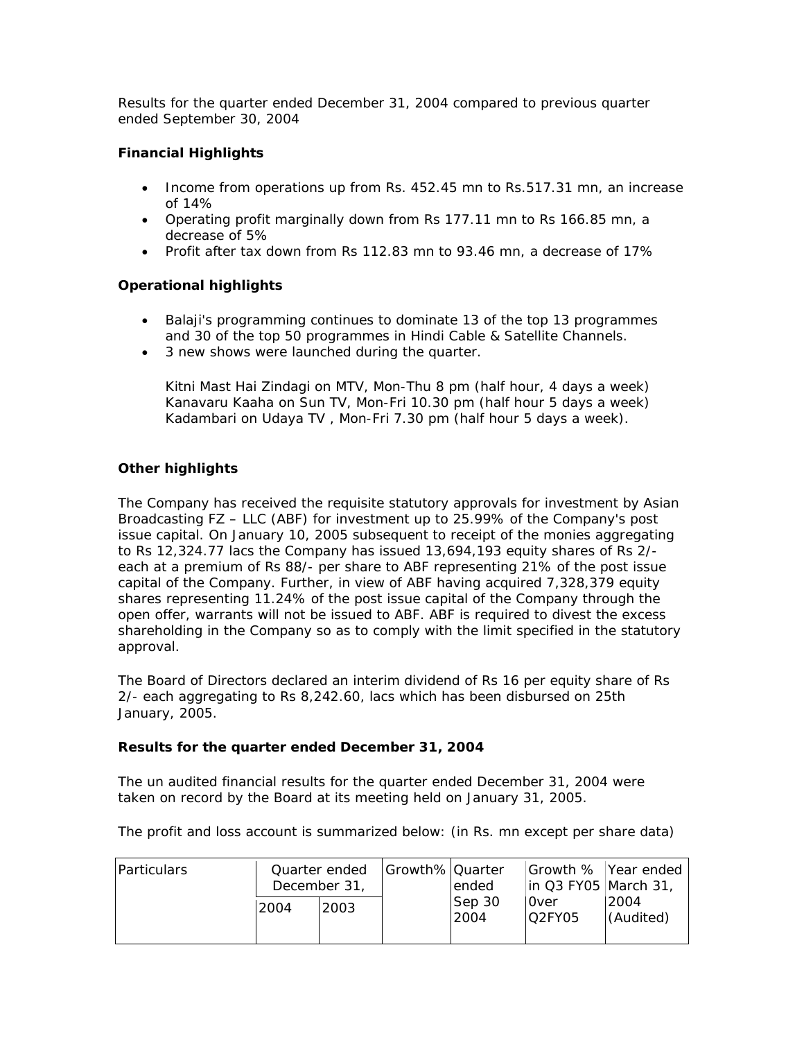Results for the quarter ended December 31, 2004 compared to previous quarter ended September 30, 2004

### Financial Highlights

- Income from operations up from Rs. 452.45 mn to Rs.517.31 mn, an increase of 14%
- Operating profit marginally down from Rs 177.11 mn to Rs 166.85 mn, a decrease of 5%
- Profit after tax down from Rs 112.83 mn to 93.46 mn, a decrease of 17%

### Operational highlights

- Balaji's programming continues to dominate 13 of the top 13 programmes and 30 of the top 50 programmes in Hindi Cable & Satellite Channels.
- 3 new shows were launched during the quarter.

  Kitni Mast Hai Zindagi on MTV, Mon-Thu 8 pm (half hour, 4 days a week)
  Kanavaru Kaaha on Sun TV, Mon-Fri 10.30 pm (half hour 5 days a week)
  Kadambari on Udaya TV , Mon-Fri 7.30 pm (half hour 5 days a week).

### Other highlights

The Company has received the requisite statutory approvals for investment by Asian Broadcasting FZ – LLC (ABF) for investment up to 25.99% of the Company's post issue capital. On January 10, 2005 subsequent to receipt of the monies aggregating to Rs 12,324.77 lacs the Company has issued 13,694,193 equity shares of Rs 2/- each at a premium of Rs 88/- per share to ABF representing 21% of the post issue capital of the Company. Further, in view of ABF having acquired 7,328,379 equity shares representing 11.24% of the post issue capital of the Company through the open offer, warrants will not be issued to ABF. ABF is required to divest the excess shareholding in the Company so as to comply with the limit specified in the statutory approval.

The Board of Directors declared an interim dividend of Rs 16 per equity share of Rs 2/- each aggregating to Rs 8,242.60, lacs which has been disbursed on 25th January, 2005.

### Results for the quarter ended December 31, 2004

The un audited financial results for the quarter ended December 31, 2004 were taken on record by the Board at its meeting held on January 31, 2005.

The profit and loss account is summarized below: (in Rs. mn except per share data)

| Particulars | Quarter ended December 31, | | Growth% | Quarter ended Sep 30 2004 | Growth % in Q3 FY05 0ver Q2FY05 | Year ended March 31, 2004 (Audited) |
|---|---|---|---|---|---|---|
| | 2004 | 2003 | | | | |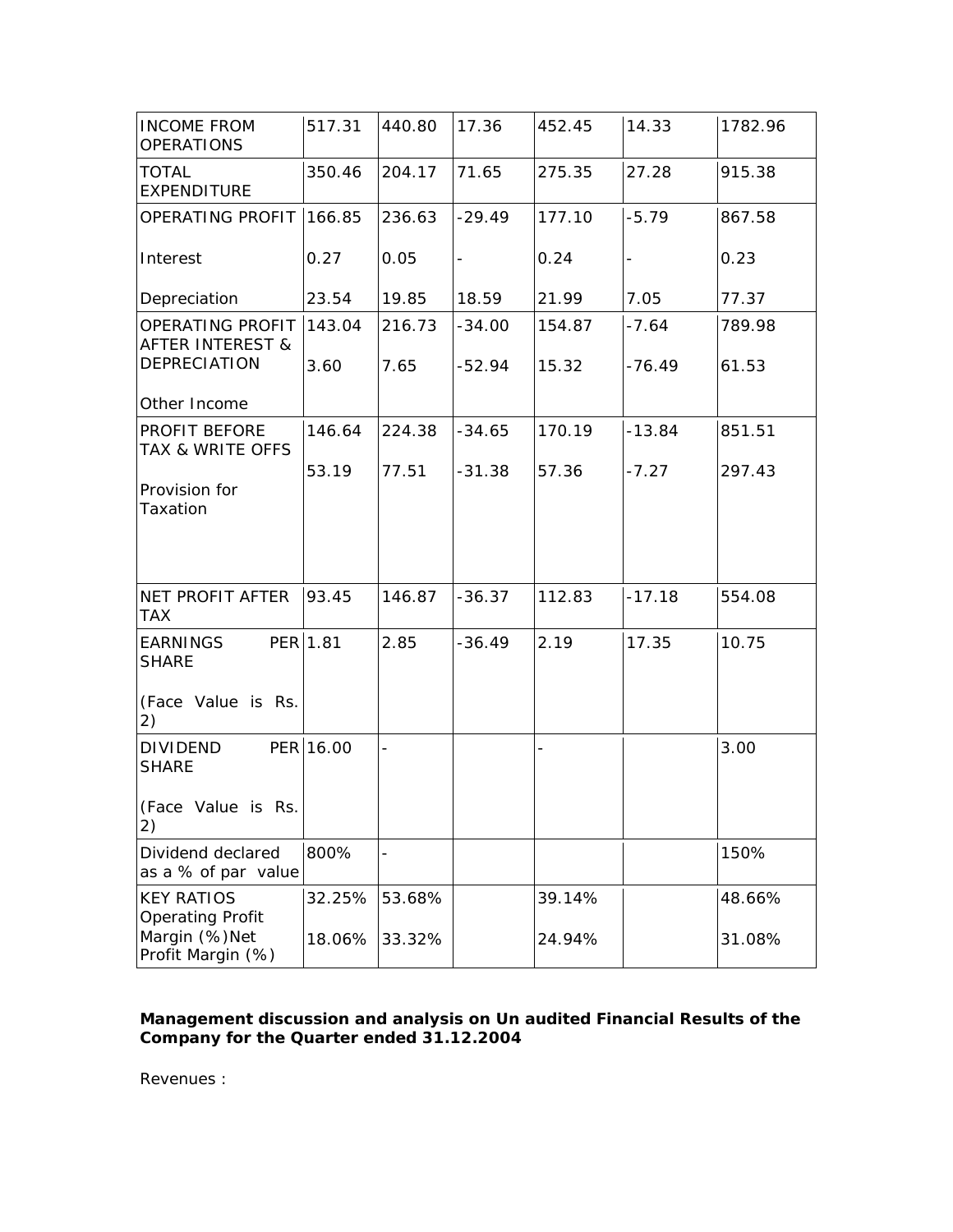| INCOME FROM OPERATIONS | 517.31 | 440.80 | 17.36 | 452.45 | 14.33 | 1782.96 |
|---|---|---|---|---|---|---|
| TOTAL EXPENDITURE | 350.46 | 204.17 | 71.65 | 275.35 | 27.28 | 915.38 |
| OPERATING PROFIT | 166.85 | 236.63 | -29.49 | 177.10 | -5.79 | 867.58 |
| Interest | 0.27 | 0.05 | - | 0.24 | - | 0.23 |
| Depreciation | 23.54 | 19.85 | 18.59 | 21.99 | 7.05 | 77.37 |
| OPERATING PROFIT AFTER INTEREST & DEPRECIATION | 143.04 | 216.73 | -34.00 | 154.87 | -7.64 | 789.98 |
| Other Income | 3.60 | 7.65 | -52.94 | 15.32 | -76.49 | 61.53 |
| PROFIT BEFORE TAX & WRITE OFFS | 146.64 | 224.38 | -34.65 | 170.19 | -13.84 | 851.51 |
| Provision for Taxation | 53.19 | 77.51 | -31.38 | 57.36 | -7.27 | 297.43 |
| NET PROFIT AFTER TAX | 93.45 | 146.87 | -36.37 | 112.83 | -17.18 | 554.08 |
| EARNINGS PER SHARE (Face Value is Rs. 2) | 1.81 | 2.85 | -36.49 | 2.19 | 17.35 | 10.75 |
| DIVIDEND PER SHARE (Face Value is Rs. 2) | 16.00 | - | | - | | 3.00 |
| Dividend declared as a % of par value | 800% | - | | | | 150% |
| KEY RATIOS Operating Profit Margin (%) | 32.25% | 53.68% | | 39.14% | | 48.66% |
| Net Profit Margin (%) | 18.06% | 33.32% | | 24.94% | | 31.08% |

**Management discussion and analysis on Un audited Financial Results of the Company for the Quarter ended 31.12.2004**

Revenues :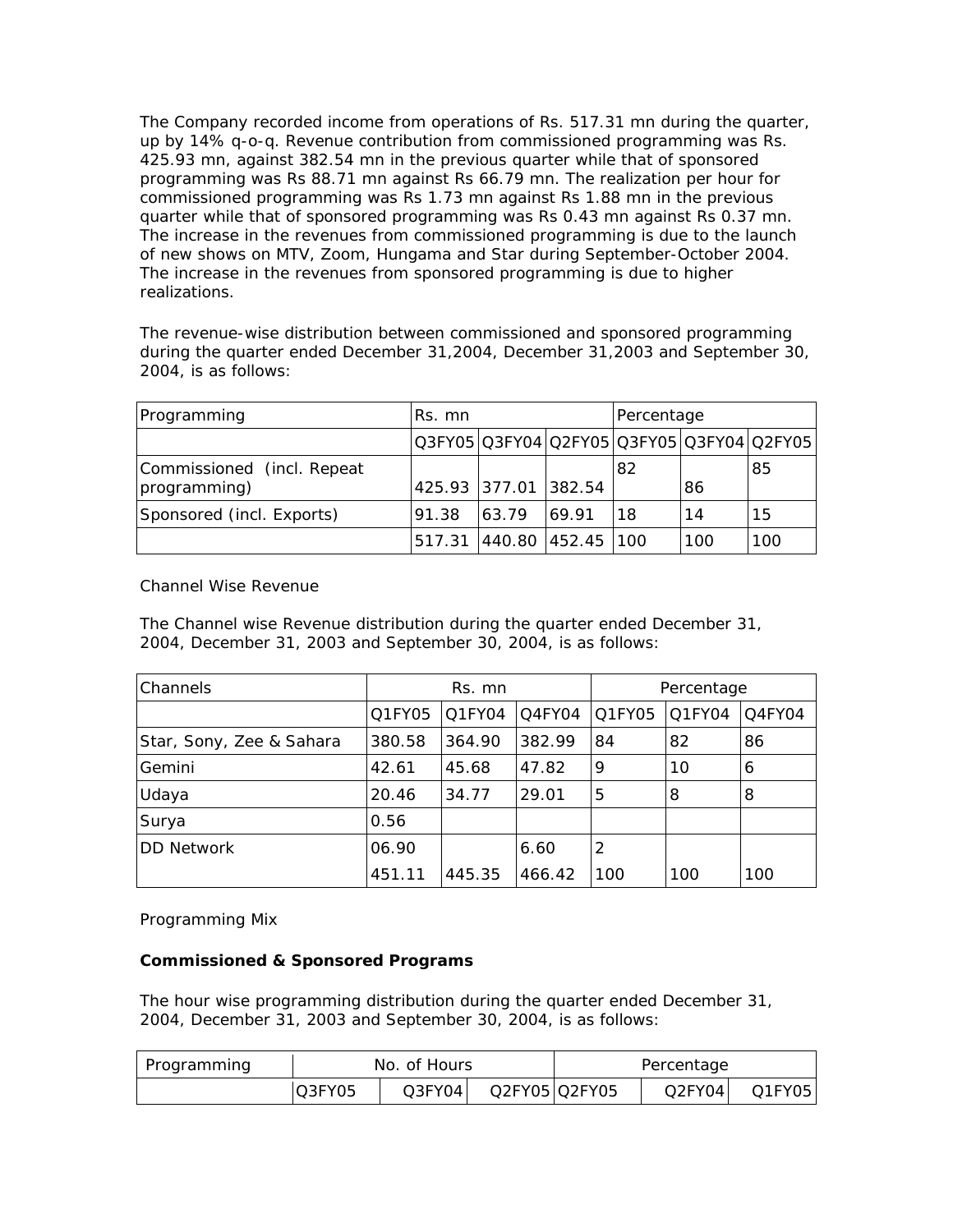The Company recorded income from operations of Rs. 517.31 mn during the quarter, up by 14% q-o-q. Revenue contribution from commissioned programming was Rs. 425.93 mn, against 382.54 mn in the previous quarter while that of sponsored programming was Rs 88.71 mn against Rs 66.79 mn. The realization per hour for commissioned programming was Rs 1.73 mn against Rs 1.88 mn in the previous quarter while that of sponsored programming was Rs 0.43 mn against Rs 0.37 mn. The increase in the revenues from commissioned programming is due to the launch of new shows on MTV, Zoom, Hungama and Star during September-October 2004. The increase in the revenues from sponsored programming is due to higher realizations.

The revenue-wise distribution between commissioned and sponsored programming during the quarter ended December 31,2004, December 31,2003 and September 30, 2004, is as follows:

| Programming | Rs. mn | | | Percentage | | |
|---|---|---|---|---|---|---|
| | Q3FY05 | Q3FY04 | Q2FY05 | Q3FY05 | Q3FY04 | Q2FY05 |
| Commissioned (incl. Repeat programming) | 425.93 | 377.01 | 382.54 | 82 | 86 | 85 |
| Sponsored (incl. Exports) | 91.38 | 63.79 | 69.91 | 18 | 14 | 15 |
| | 517.31 | 440.80 | 452.45 | 100 | 100 | 100 |

Channel Wise Revenue

The Channel wise Revenue distribution during the quarter ended December 31, 2004, December 31, 2003 and September 30, 2004, is as follows:

| Channels | Rs. mn | | | Percentage | | |
|---|---|---|---|---|---|---|
| | Q1FY05 | Q1FY04 | Q4FY04 | Q1FY05 | Q1FY04 | Q4FY04 |
| Star, Sony, Zee & Sahara | 380.58 | 364.90 | 382.99 | 84 | 82 | 86 |
| Gemini | 42.61 | 45.68 | 47.82 | 9 | 10 | 6 |
| Udaya | 20.46 | 34.77 | 29.01 | 5 | 8 | 8 |
| Surya | 0.56 | | | | | |
| DD Network | 06.90 | | 6.60 | 2 | | |
| | 451.11 | 445.35 | 466.42 | 100 | 100 | 100 |

Programming Mix

**Commissioned & Sponsored Programs**

The hour wise programming distribution during the quarter ended December 31, 2004, December 31, 2003 and September 30, 2004, is as follows:

| Programming | No. of Hours | | | Percentage | | |
|---|---|---|---|---|---|---|
| | Q3FY05 | Q3FY04 | Q2FY05 | Q2FY05 | Q2FY04 | Q1FY05 |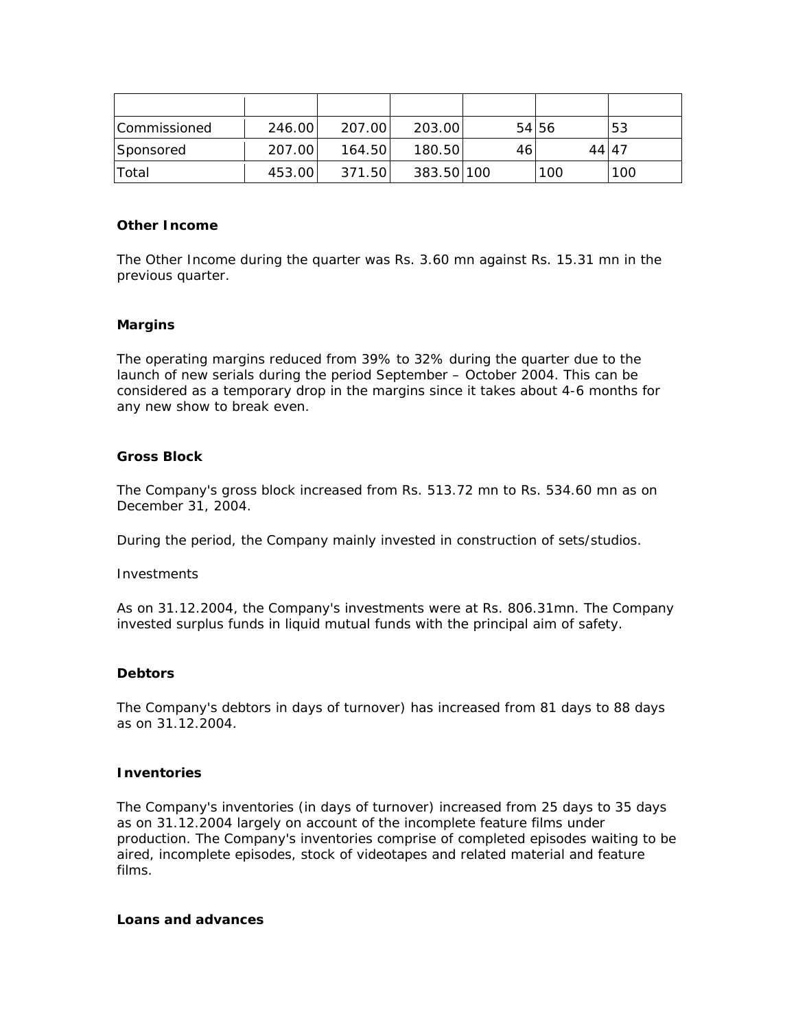| | | | | | | |
|---|---|---|---|---|---|---|
| Commissioned | 246.00 | 207.00 | 203.00 | 54 | 56 | 53 |
| Sponsored | 207.00 | 164.50 | 180.50 | 46 | 44 | 47 |
| Total | 453.00 | 371.50 | 383.50 | 100 | 100 | 100 |

**Other Income**

The Other Income during the quarter was Rs. 3.60 mn against Rs. 15.31 mn in the previous quarter.

**Margins**

The operating margins reduced from 39% to 32% during the quarter due to the launch of new serials during the period September – October 2004. This can be considered as a temporary drop in the margins since it takes about 4-6 months for any new show to break even.

**Gross Block**

The Company's gross block increased from Rs. 513.72 mn to Rs. 534.60 mn as on December 31, 2004.

During the period, the Company mainly invested in construction of sets/studios.

Investments

As on 31.12.2004, the Company's investments were at Rs. 806.31mn. The Company invested surplus funds in liquid mutual funds with the principal aim of safety.

**Debtors**

The Company's debtors in days of turnover) has increased from 81 days to 88 days as on 31.12.2004.

**Inventories**

The Company's inventories (in days of turnover) increased from 25 days to 35 days as on 31.12.2004 largely on account of the incomplete feature films under production. The Company's inventories comprise of completed episodes waiting to be aired, incomplete episodes, stock of videotapes and related material and feature films.

**Loans and advances**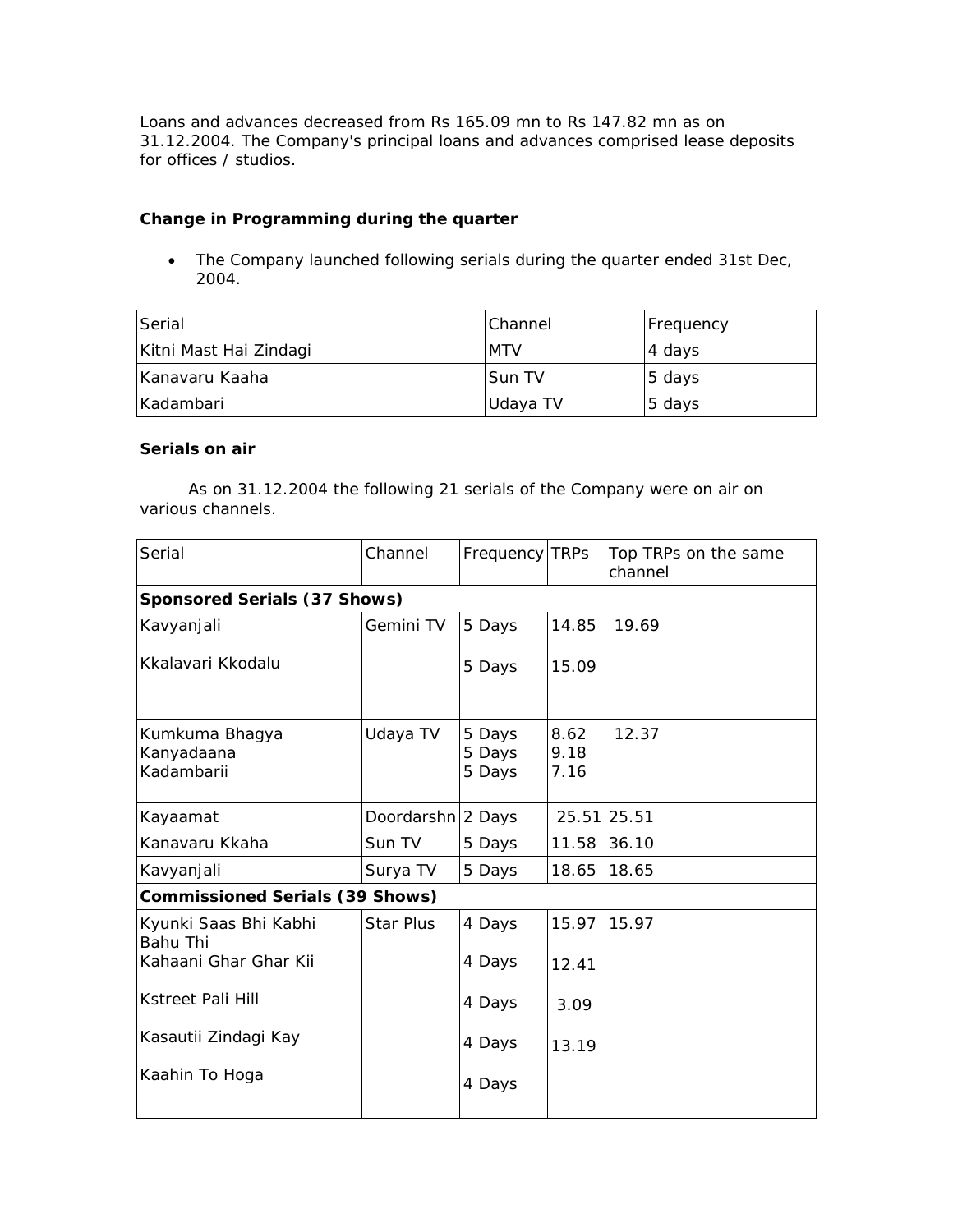Loans and advances decreased from Rs 165.09 mn to Rs 147.82 mn as on 31.12.2004. The Company's principal loans and advances comprised lease deposits for offices / studios.

### Change in Programming during the quarter

- The Company launched following serials during the quarter ended 31st Dec, 2004.

| Serial | Channel | Frequency |
|---|---|---|
| Kitni Mast Hai Zindagi | MTV | 4 days |
| Kanavaru Kaaha | Sun TV | 5 days |
| Kadambari | Udaya TV | 5 days |

### Serials on air

As on 31.12.2004 the following 21 serials of the Company were on air on various channels.

| Serial | Channel | Frequency | TRPs | Top TRPs on the same channel |
|---|---|---|---|---|
| **Sponsored Serials (37 Shows)** | | | | |
| Kavyanjali | Gemini TV | 5 Days | 14.85 | 19.69 |
| Kkalavari Kkodalu | | 5 Days | 15.09 | |
| Kumkuma Bhagya<br>Kanyadaana<br>Kadambarii | Udaya TV | 5 Days<br>5 Days<br>5 Days | 8.62<br>9.18<br>7.16 | 12.37 |
| Kayaamat | Doordarshn | 2 Days | 25.51 | 25.51 |
| Kanavaru Kkaha | Sun TV | 5 Days | 11.58 | 36.10 |
| Kavyanjali | Surya TV | 5 Days | 18.65 | 18.65 |
| **Commissioned Serials (39 Shows)** | | | | |
| Kyunki Saas Bhi Kabhi Bahu Thi | Star Plus | 4 Days | 15.97 | 15.97 |
| Kahaani Ghar Ghar Kii | | 4 Days | 12.41 | |
| Kstreet Pali Hill | | 4 Days | 3.09 | |
| Kasautii Zindagi Kay | | 4 Days | 13.19 | |
| Kaahin To Hoga | | 4 Days | | |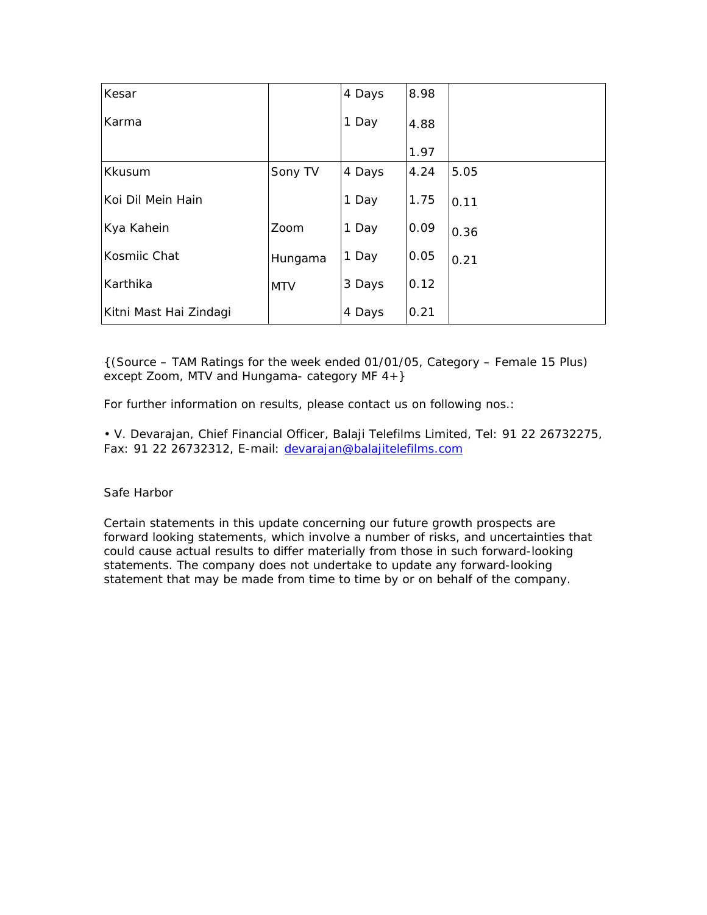| | | | | |
|---|---|---|---|---|
| Kesar | | 4 Days | 8.98 | |
| Karma | | 1 Day | 4.88 | |
| | | | 1.97 | |
| Kkusum | Sony TV | 4 Days | 4.24 | 5.05 |
| Koi Dil Mein Hain | | 1 Day | 1.75 | 0.11 |
| Kya Kahein | Zoom | 1 Day | 0.09 | 0.36 |
| Kosmiic Chat | Hungama | 1 Day | 0.05 | 0.21 |
| Karthika | MTV | 3 Days | 0.12 | |
| Kitni Mast Hai Zindagi | | 4 Days | 0.21 | |

{(Source – TAM Ratings for the week ended 01/01/05, Category – Female 15 Plus) except Zoom, MTV and Hungama- category MF 4+}

For further information on results, please contact us on following nos.:

• V. Devarajan, Chief Financial Officer, Balaji Telefilms Limited, Tel: 91 22 26732275, Fax: 91 22 26732312, E-mail: devarajan@balajitelefilms.com

Safe Harbor

Certain statements in this update concerning our future growth prospects are forward looking statements, which involve a number of risks, and uncertainties that could cause actual results to differ materially from those in such forward-looking statements. The company does not undertake to update any forward-looking statement that may be made from time to time by or on behalf of the company.